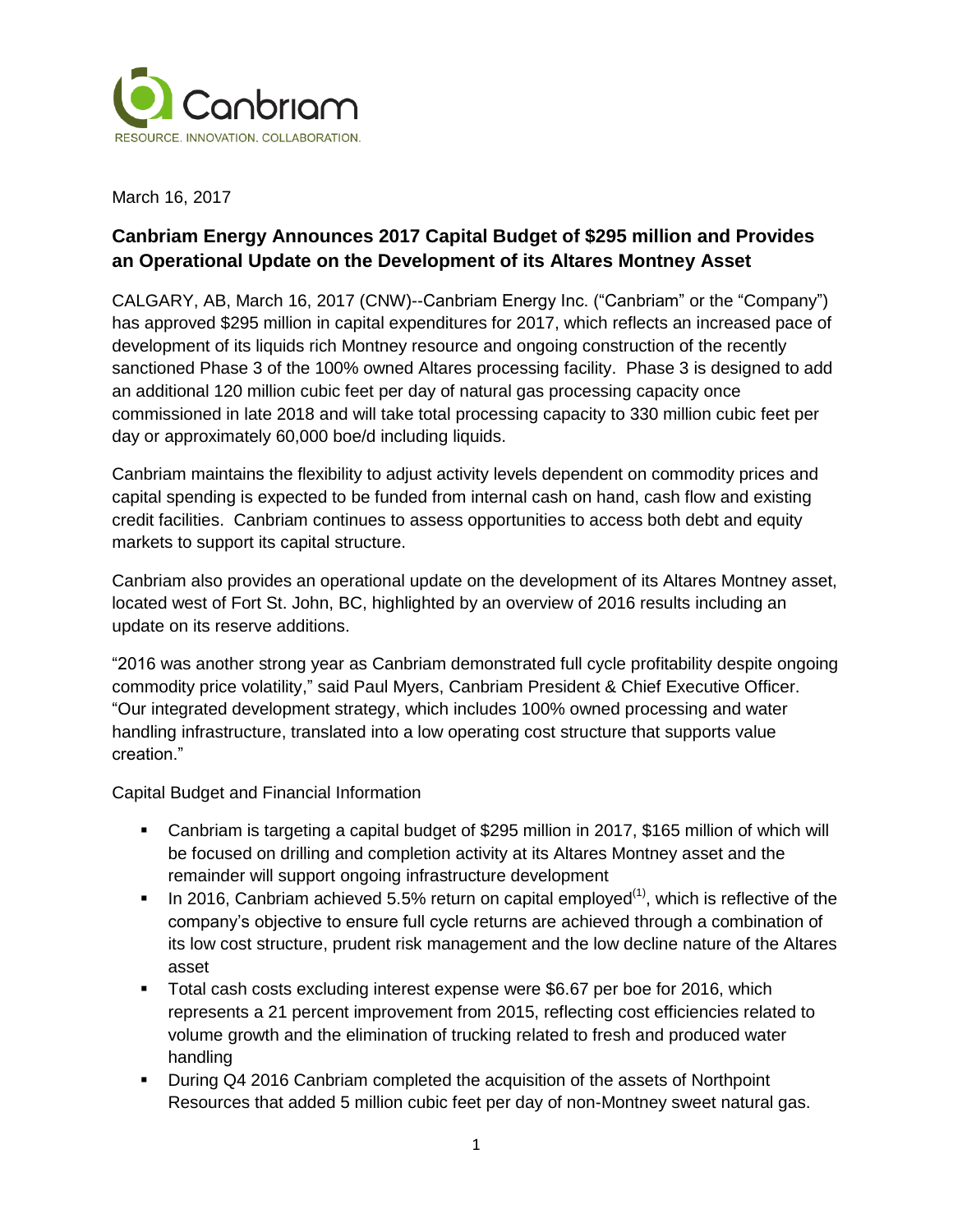Canbriam

RESOURCE. INNOVATION. COLLABORATION.

March 16, 2017

## Canbriam Energy Announces 2017 Capital Budget of $295 million and Provides an Operational Update on the Development of its Altares Montney Asset

CALGARY, AB, March 16, 2017 (CNW)--Canbriam Energy Inc. ("Canbriam" or the "Company") has approved $295 million in capital expenditures for 2017, which reflects an increased pace of development of its liquids rich Montney resource and ongoing construction of the recently sanctioned Phase 3 of the 100% owned Altares processing facility. Phase 3 is designed to add an additional 120 million cubic feet per day of natural gas processing capacity once commissioned in late 2018 and will take total processing capacity to 330 million cubic feet per day or approximately 60,000 boe/d including liquids.

Canbriam maintains the flexibility to adjust activity levels dependent on commodity prices and capital spending is expected to be funded from internal cash on hand, cash flow and existing credit facilities. Canbriam continues to assess opportunities to access both debt and equity markets to support its capital structure.

Canbriam also provides an operational update on the development of its Altares Montney asset, located west of Fort St. John, BC, highlighted by an overview of 2016 results including an update on its reserve additions.

"2016 was another strong year as Canbriam demonstrated full cycle profitability despite ongoing commodity price volatility," said Paul Myers, Canbriam President & Chief Executive Officer. "Our integrated development strategy, which includes 100% owned processing and water handling infrastructure, translated into a low operating cost structure that supports value creation."

Capital Budget and Financial Information

- Canbriam is targeting a capital budget of $295 million in 2017, $165 million of which will be focused on drilling and completion activity at its Altares Montney asset and the remainder will support ongoing infrastructure development
- In 2016, Canbriam achieved 5.5% return on capital employed[(1)], which is reflective of the company's objective to ensure full cycle returns are achieved through a combination of its low cost structure, prudent risk management and the low decline nature of the Altares asset
- Total cash costs excluding interest expense were $6.67 per boe for 2016, which represents a 21 percent improvement from 2015, reflecting cost efficiencies related to volume growth and the elimination of trucking related to fresh and produced water handling
- During Q4 2016 Canbriam completed the acquisition of the assets of Northpoint Resources that added 5 million cubic feet per day of non-Montney sweet natural gas.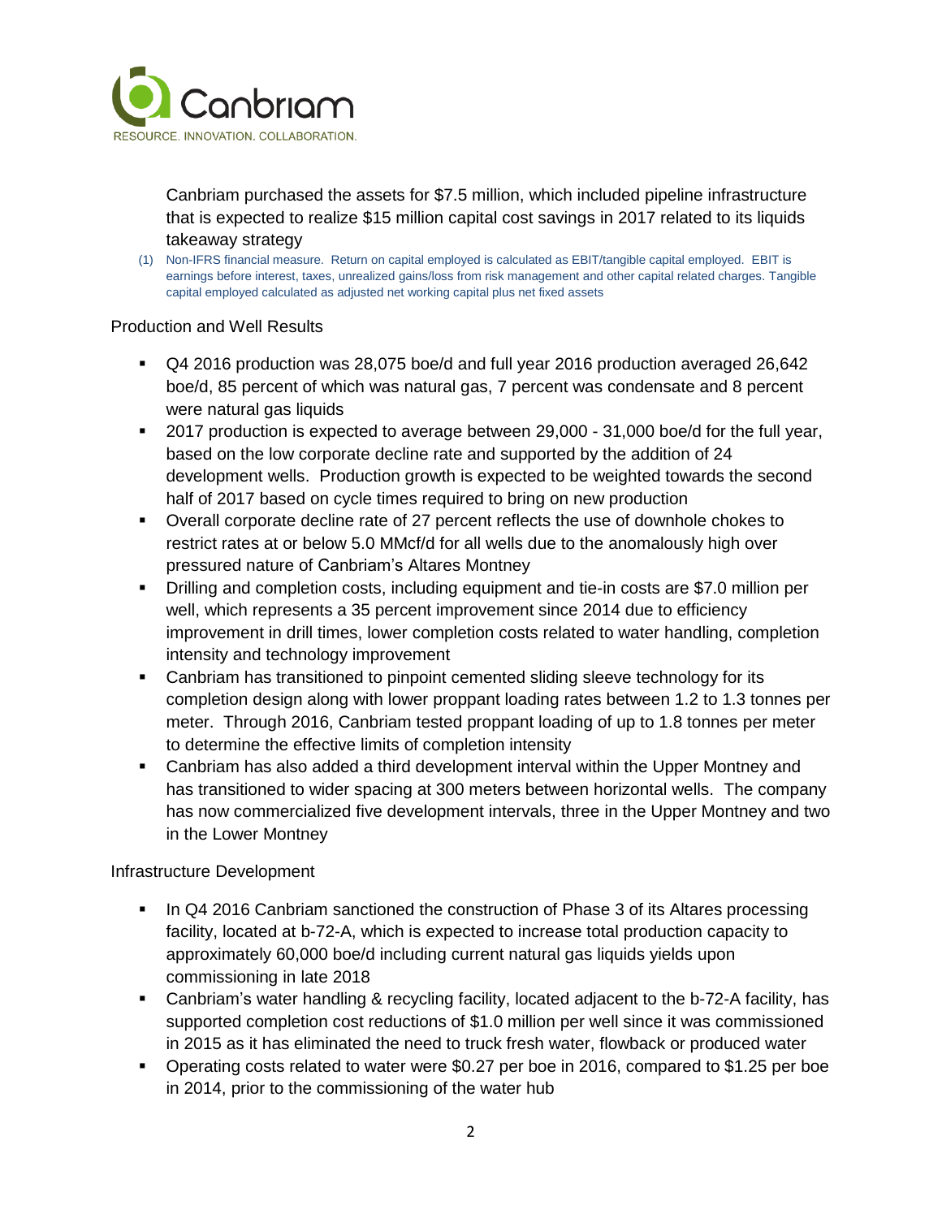Canbriam purchased the assets for $7.5 million, which included pipeline infrastructure that is expected to realize $15 million capital cost savings in 2017 related to its liquids takeaway strategy

(1) Non-IFRS financial measure. Return on capital employed is calculated as EBIT/tangible capital employed. EBIT is earnings before interest, taxes, unrealized gains/loss from risk management and other capital related charges. Tangible capital employed calculated as adjusted net working capital plus net fixed assets

Production and Well Results

- Q4 2016 production was 28,075 boe/d and full year 2016 production averaged 26,642 boe/d, 85 percent of which was natural gas, 7 percent was condensate and 8 percent were natural gas liquids
- 2017 production is expected to average between 29,000 - 31,000 boe/d for the full year, based on the low corporate decline rate and supported by the addition of 24 development wells. Production growth is expected to be weighted towards the second half of 2017 based on cycle times required to bring on new production
- Overall corporate decline rate of 27 percent reflects the use of downhole chokes to restrict rates at or below 5.0 MMcf/d for all wells due to the anomalously high over pressured nature of Canbriam's Altares Montney
- Drilling and completion costs, including equipment and tie-in costs are $7.0 million per well, which represents a 35 percent improvement since 2014 due to efficiency improvement in drill times, lower completion costs related to water handling, completion intensity and technology improvement
- Canbriam has transitioned to pinpoint cemented sliding sleeve technology for its completion design along with lower proppant loading rates between 1.2 to 1.3 tonnes per meter. Through 2016, Canbriam tested proppant loading of up to 1.8 tonnes per meter to determine the effective limits of completion intensity
- Canbriam has also added a third development interval within the Upper Montney and has transitioned to wider spacing at 300 meters between horizontal wells. The company has now commercialized five development intervals, three in the Upper Montney and two in the Lower Montney

Infrastructure Development

- In Q4 2016 Canbriam sanctioned the construction of Phase 3 of its Altares processing facility, located at b-72-A, which is expected to increase total production capacity to approximately 60,000 boe/d including current natural gas liquids yields upon commissioning in late 2018
- Canbriam's water handling & recycling facility, located adjacent to the b-72-A facility, has supported completion cost reductions of $1.0 million per well since it was commissioned in 2015 as it has eliminated the need to truck fresh water, flowback or produced water
- Operating costs related to water were $0.27 per boe in 2016, compared to $1.25 per boe in 2014, prior to the commissioning of the water hub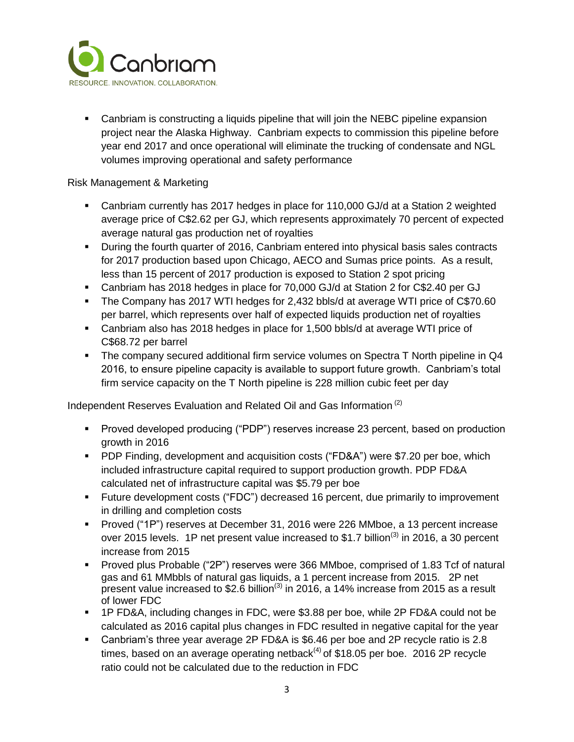- Canbriam is constructing a liquids pipeline that will join the NEBC pipeline expansion project near the Alaska Highway. Canbriam expects to commission this pipeline before year end 2017 and once operational will eliminate the trucking of condensate and NGL volumes improving operational and safety performance

Risk Management & Marketing

- Canbriam currently has 2017 hedges in place for 110,000 GJ/d at a Station 2 weighted average price of C$2.62 per GJ, which represents approximately 70 percent of expected average natural gas production net of royalties
- During the fourth quarter of 2016, Canbriam entered into physical basis sales contracts for 2017 production based upon Chicago, AECO and Sumas price points. As a result, less than 15 percent of 2017 production is exposed to Station 2 spot pricing
- Canbriam has 2018 hedges in place for 70,000 GJ/d at Station 2 for C$2.40 per GJ
- The Company has 2017 WTI hedges for 2,432 bbls/d at average WTI price of C$70.60 per barrel, which represents over half of expected liquids production net of royalties
- Canbriam also has 2018 hedges in place for 1,500 bbls/d at average WTI price of C$68.72 per barrel
- The company secured additional firm service volumes on Spectra T North pipeline in Q4 2016, to ensure pipeline capacity is available to support future growth. Canbriam's total firm service capacity on the T North pipeline is 228 million cubic feet per day

Independent Reserves Evaluation and Related Oil and Gas Information [(2)]

- Proved developed producing ("PDP") reserves increase 23 percent, based on production growth in 2016
- PDP Finding, development and acquisition costs ("FD&A") were $7.20 per boe, which included infrastructure capital required to support production growth. PDP FD&A calculated net of infrastructure capital was $5.79 per boe
- Future development costs ("FDC") decreased 16 percent, due primarily to improvement in drilling and completion costs
- Proved ("1P") reserves at December 31, 2016 were 226 MMboe, a 13 percent increase over 2015 levels. 1P net present value increased to $1.7 billion[(3)] in 2016, a 30 percent increase from 2015
- Proved plus Probable ("2P") reserves were 366 MMboe, comprised of 1.83 Tcf of natural gas and 61 MMbbls of natural gas liquids, a 1 percent increase from 2015. 2P net present value increased to $2.6 billion[(3)] in 2016, a 14% increase from 2015 as a result of lower FDC
- 1P FD&A, including changes in FDC, were $3.88 per boe, while 2P FD&A could not be calculated as 2016 capital plus changes in FDC resulted in negative capital for the year
- Canbriam's three year average 2P FD&A is $6.46 per boe and 2P recycle ratio is 2.8 times, based on an average operating netback[(4)] of $18.05 per boe. 2016 2P recycle ratio could not be calculated due to the reduction in FDC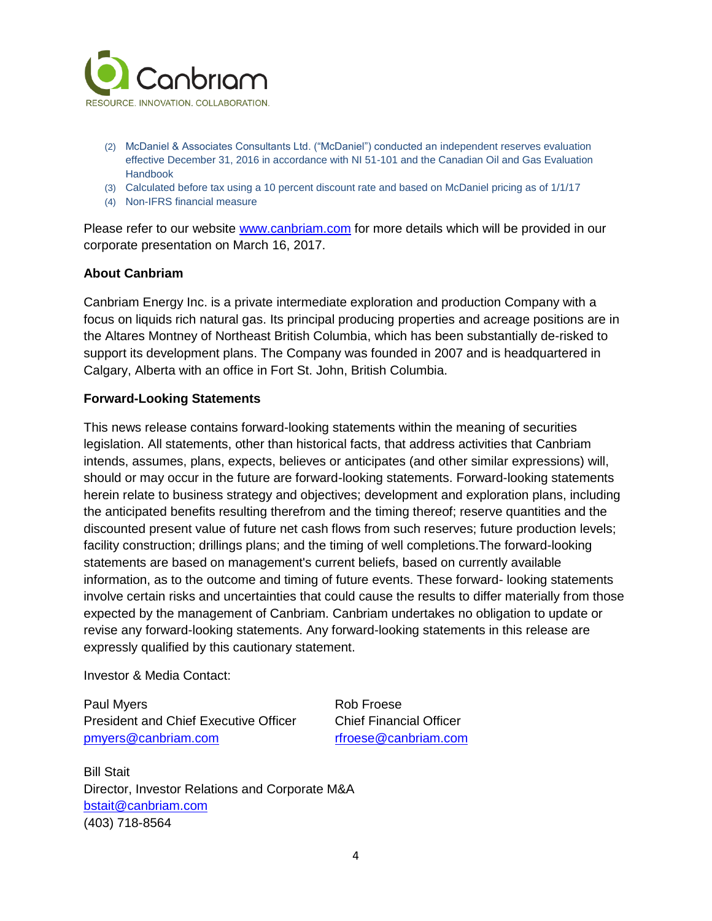(2) McDaniel & Associates Consultants Ltd. ("McDaniel") conducted an independent reserves evaluation effective December 31, 2016 in accordance with NI 51-101 and the Canadian Oil and Gas Evaluation Handbook
(3) Calculated before tax using a 10 percent discount rate and based on McDaniel pricing as of 1/1/17
(4) Non-IFRS financial measure

Please refer to our website www.canbriam.com for more details which will be provided in our corporate presentation on March 16, 2017.

**About Canbriam**

Canbriam Energy Inc. is a private intermediate exploration and production Company with a focus on liquids rich natural gas. Its principal producing properties and acreage positions are in the Altares Montney of Northeast British Columbia, which has been substantially de-risked to support its development plans. The Company was founded in 2007 and is headquartered in Calgary, Alberta with an office in Fort St. John, British Columbia.

**Forward-Looking Statements**

This news release contains forward-looking statements within the meaning of securities legislation. All statements, other than historical facts, that address activities that Canbriam intends, assumes, plans, expects, believes or anticipates (and other similar expressions) will, should or may occur in the future are forward-looking statements. Forward-looking statements herein relate to business strategy and objectives; development and exploration plans, including the anticipated benefits resulting therefrom and the timing thereof; reserve quantities and the discounted present value of future net cash flows from such reserves; future production levels; facility construction; drillings plans; and the timing of well completions.The forward-looking statements are based on management's current beliefs, based on currently available information, as to the outcome and timing of future events. These forward- looking statements involve certain risks and uncertainties that could cause the results to differ materially from those expected by the management of Canbriam. Canbriam undertakes no obligation to update or revise any forward-looking statements. Any forward-looking statements in this release are expressly qualified by this cautionary statement.

Investor & Media Contact:

Paul Myers
President and Chief Executive Officer
pmyers@canbriam.com

Rob Froese
Chief Financial Officer
rfroese@canbriam.com

Bill Stait
Director, Investor Relations and Corporate M&A
bstait@canbriam.com
(403) 718-8564